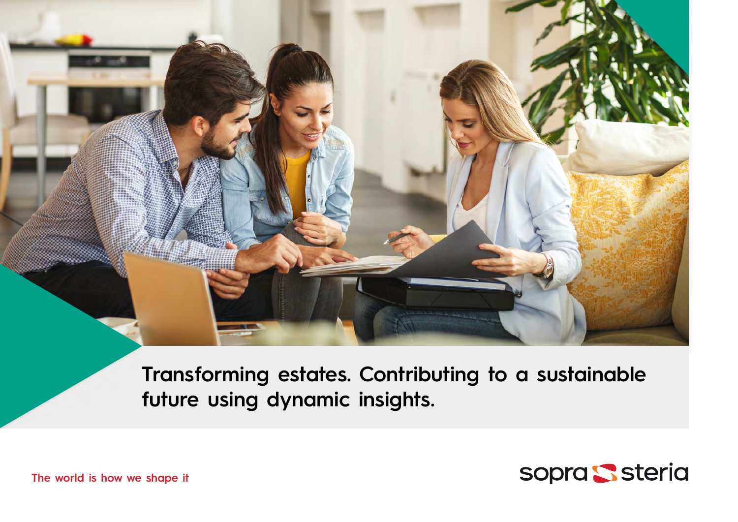# Transforming estates. Contributing to a sustainable future using dynamic insights.

The world is how we shape it

sopra steria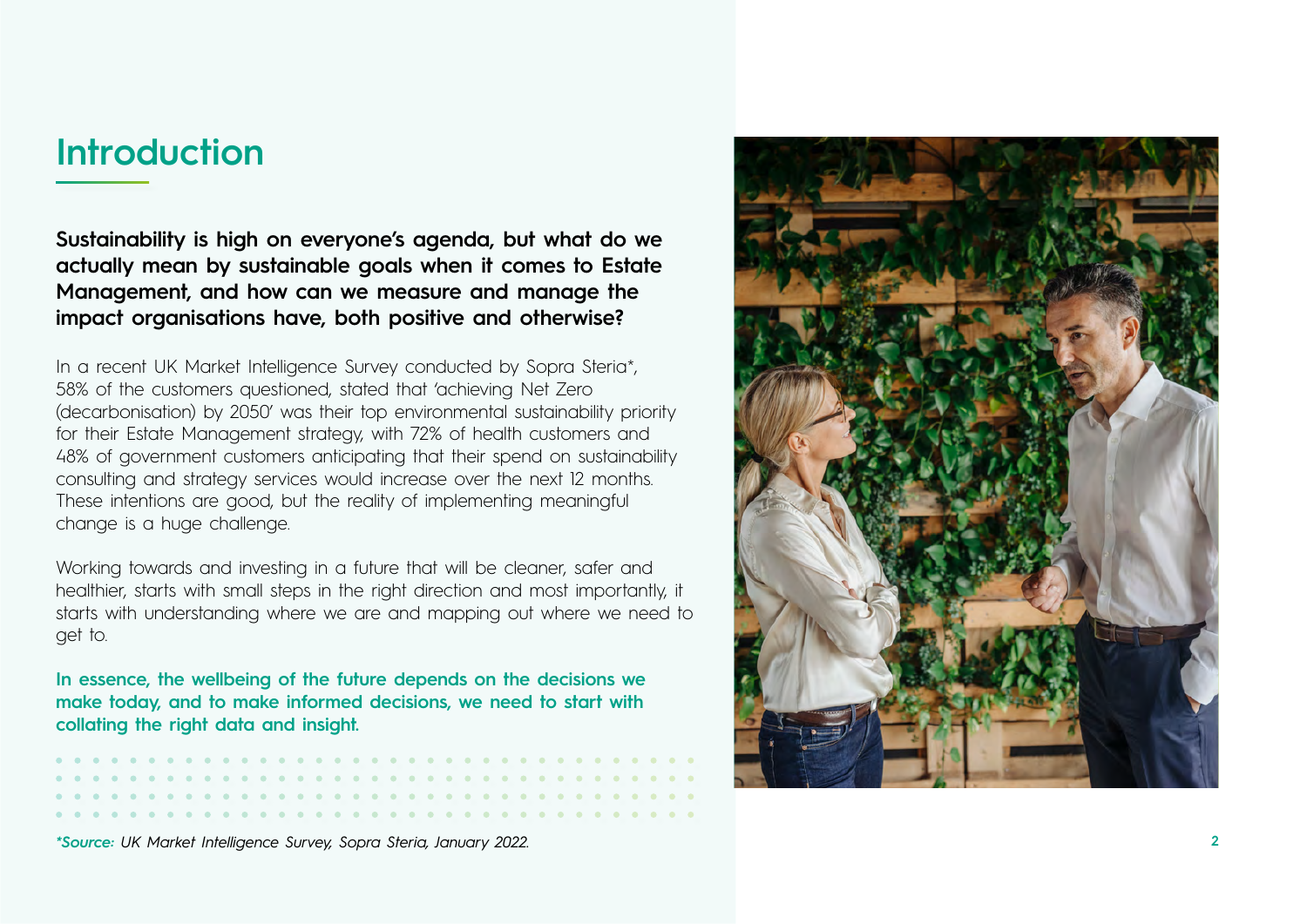# Introduction

**Sustainability is high on everyone's agenda, but what do we actually mean by sustainable goals when it comes to Estate Management, and how can we measure and manage the impact organisations have, both positive and otherwise?**

In a recent UK Market Intelligence Survey conducted by Sopra Steria*, 58% of the customers questioned, stated that 'achieving Net Zero (decarbonisation) by 2050' was their top environmental sustainability priority for their Estate Management strategy, with 72% of health customers and 48% of government customers anticipating that their spend on sustainability consulting and strategy services would increase over the next 12 months. These intentions are good, but the reality of implementing meaningful change is a huge challenge.

Working towards and investing in a future that will be cleaner, safer and healthier, starts with small steps in the right direction and most importantly, it starts with understanding where we are and mapping out where we need to get to.

**In essence, the wellbeing of the future depends on the decisions we make today, and to make informed decisions, we need to start with collating the right data and insight.**

*\*Source: UK Market Intelligence Survey, Sopra Steria, January 2022.*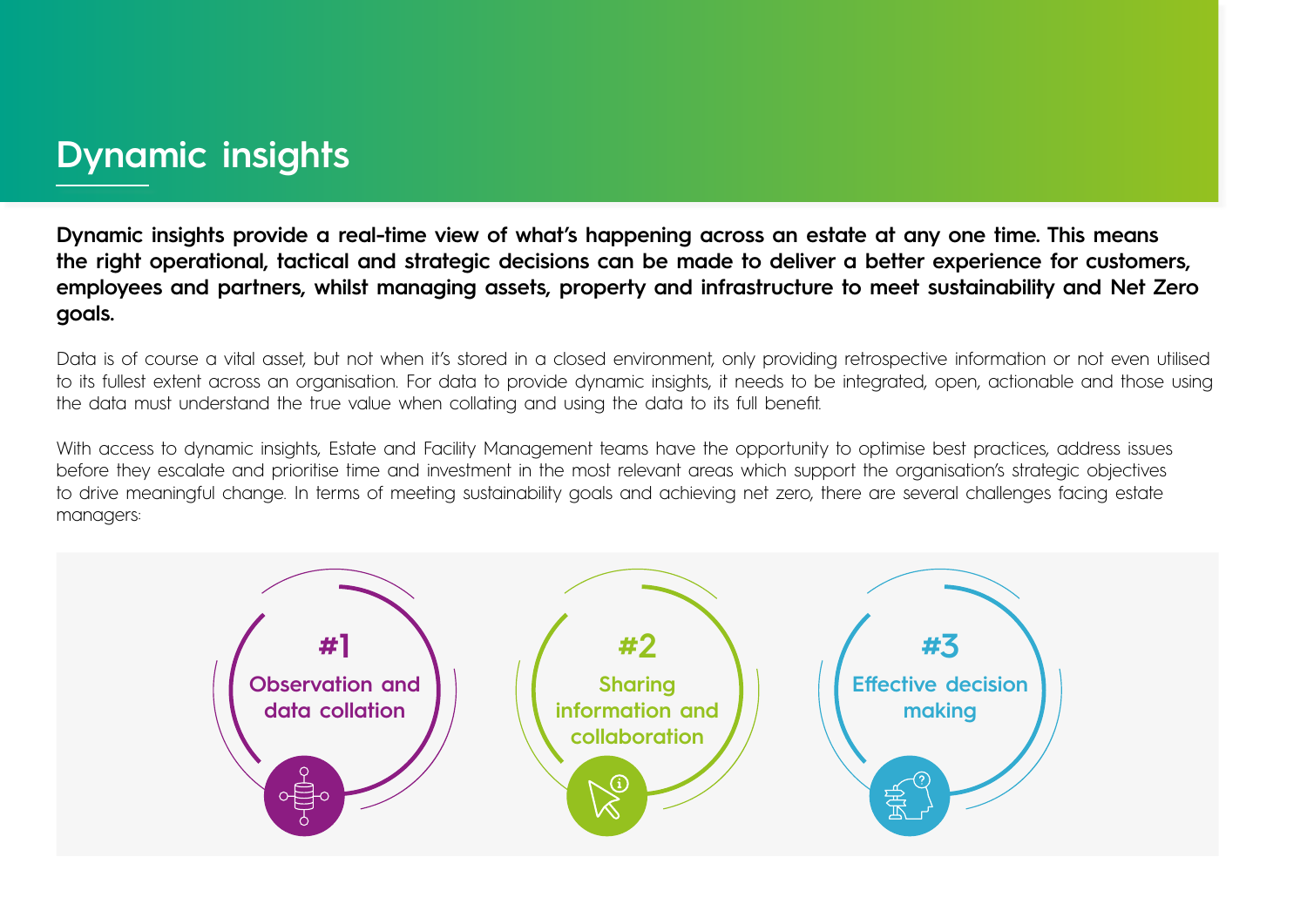# Dynamic insights

**Dynamic insights provide a real-time view of what's happening across an estate at any one time. This means the right operational, tactical and strategic decisions can be made to deliver a better experience for customers, employees and partners, whilst managing assets, property and infrastructure to meet sustainability and Net Zero goals.**

Data is of course a vital asset, but not when it's stored in a closed environment, only providing retrospective information or not even utilised to its fullest extent across an organisation. For data to provide dynamic insights, it needs to be integrated, open, actionable and those using the data must understand the true value when collating and using the data to its full benefit.

With access to dynamic insights, Estate and Facility Management teams have the opportunity to optimise best practices, address issues before they escalate and prioritise time and investment in the most relevant areas which support the organisation's strategic objectives to drive meaningful change. In terms of meeting sustainability goals and achieving net zero, there are several challenges facing estate managers:

**#1** Observation and data collation

**#2** Sharing information and collaboration

**#3** Effective decision making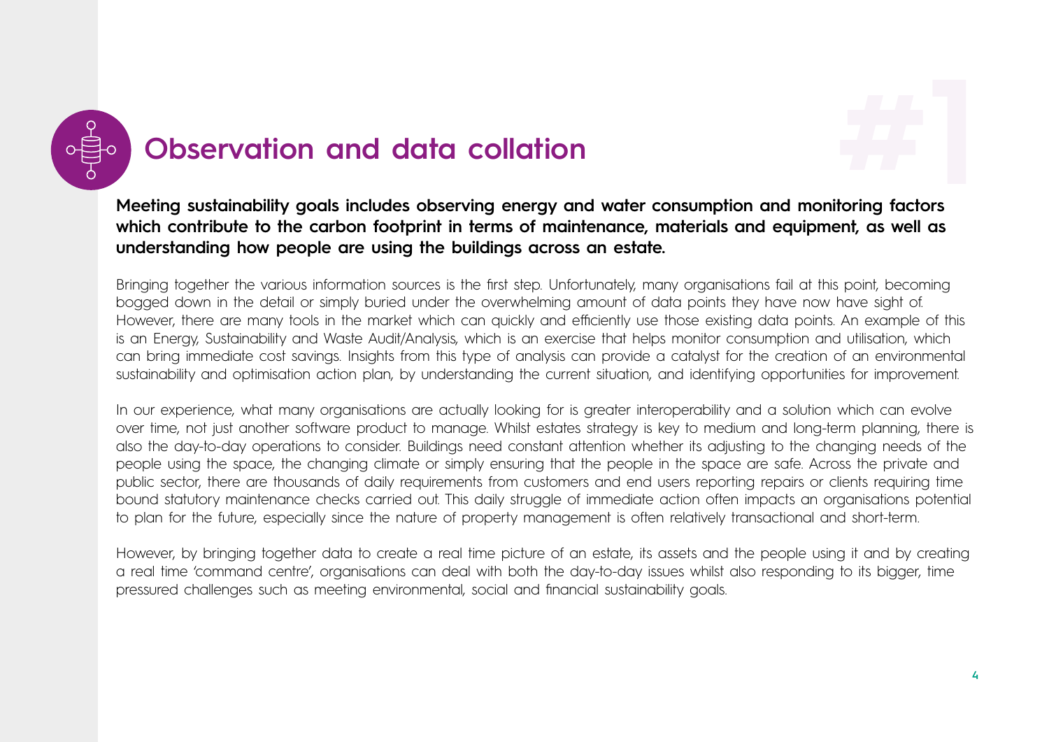# Observation and data collation

**Meeting sustainability goals includes observing energy and water consumption and monitoring factors which contribute to the carbon footprint in terms of maintenance, materials and equipment, as well as understanding how people are using the buildings across an estate.**

Bringing together the various information sources is the first step. Unfortunately, many organisations fail at this point, becoming bogged down in the detail or simply buried under the overwhelming amount of data points they have now have sight of. However, there are many tools in the market which can quickly and efficiently use those existing data points. An example of this is an Energy, Sustainability and Waste Audit/Analysis, which is an exercise that helps monitor consumption and utilisation, which can bring immediate cost savings. Insights from this type of analysis can provide a catalyst for the creation of an environmental sustainability and optimisation action plan, by understanding the current situation, and identifying opportunities for improvement.

In our experience, what many organisations are actually looking for is greater interoperability and a solution which can evolve over time, not just another software product to manage. Whilst estates strategy is key to medium and long-term planning, there is also the day-to-day operations to consider. Buildings need constant attention whether its adjusting to the changing needs of the people using the space, the changing climate or simply ensuring that the people in the space are safe. Across the private and public sector, there are thousands of daily requirements from customers and end users reporting repairs or clients requiring time bound statutory maintenance checks carried out. This daily struggle of immediate action often impacts an organisations potential to plan for the future, especially since the nature of property management is often relatively transactional and short-term.

However, by bringing together data to create a real time picture of an estate, its assets and the people using it and by creating a real time 'command centre', organisations can deal with both the day-to-day issues whilst also responding to its bigger, time pressured challenges such as meeting environmental, social and financial sustainability goals.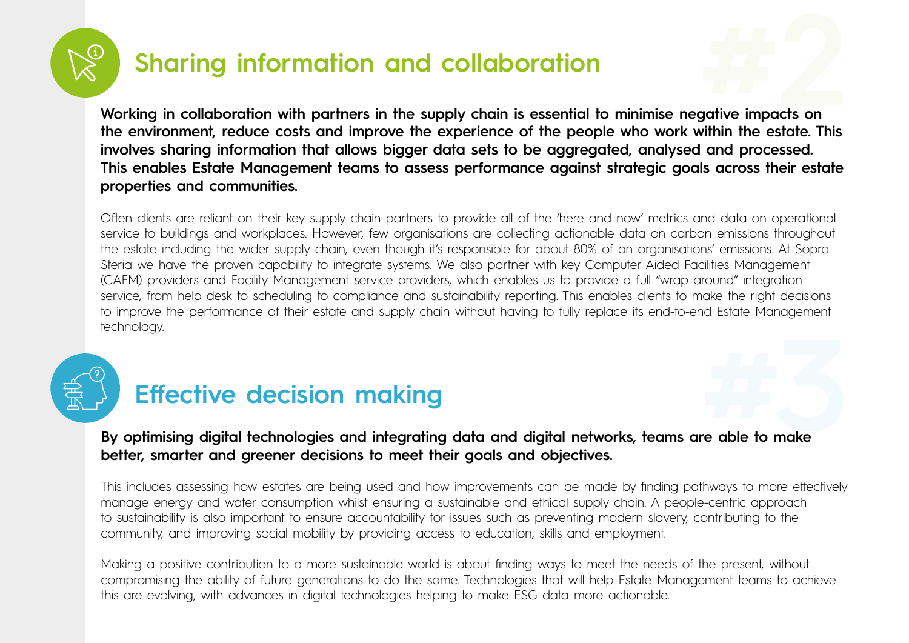## Sharing information and collaboration

**Working in collaboration with partners in the supply chain is essential to minimise negative impacts on the environment, reduce costs and improve the experience of the people who work within the estate. This involves sharing information that allows bigger data sets to be aggregated, analysed and processed. This enables Estate Management teams to assess performance against strategic goals across their estate properties and communities.**

Often clients are reliant on their key supply chain partners to provide all of the 'here and now' metrics and data on operational service to buildings and workplaces. However, few organisations are collecting actionable data on carbon emissions throughout the estate including the wider supply chain, even though it's responsible for about 80% of an organisations' emissions. At Sopra Steria we have the proven capability to integrate systems. We also partner with key Computer Aided Facilities Management (CAFM) providers and Facility Management service providers, which enables us to provide a full "wrap around" integration service, from help desk to scheduling to compliance and sustainability reporting. This enables clients to make the right decisions to improve the performance of their estate and supply chain without having to fully replace its end-to-end Estate Management technology.

## Effective decision making

**By optimising digital technologies and integrating data and digital networks, teams are able to make better, smarter and greener decisions to meet their goals and objectives.**

This includes assessing how estates are being used and how improvements can be made by finding pathways to more effectively manage energy and water consumption whilst ensuring a sustainable and ethical supply chain. A people-centric approach to sustainability is also important to ensure accountability for issues such as preventing modern slavery, contributing to the community, and improving social mobility by providing access to education, skills and employment.

Making a positive contribution to a more sustainable world is about finding ways to meet the needs of the present, without compromising the ability of future generations to do the same. Technologies that will help Estate Management teams to achieve this are evolving, with advances in digital technologies helping to make ESG data more actionable.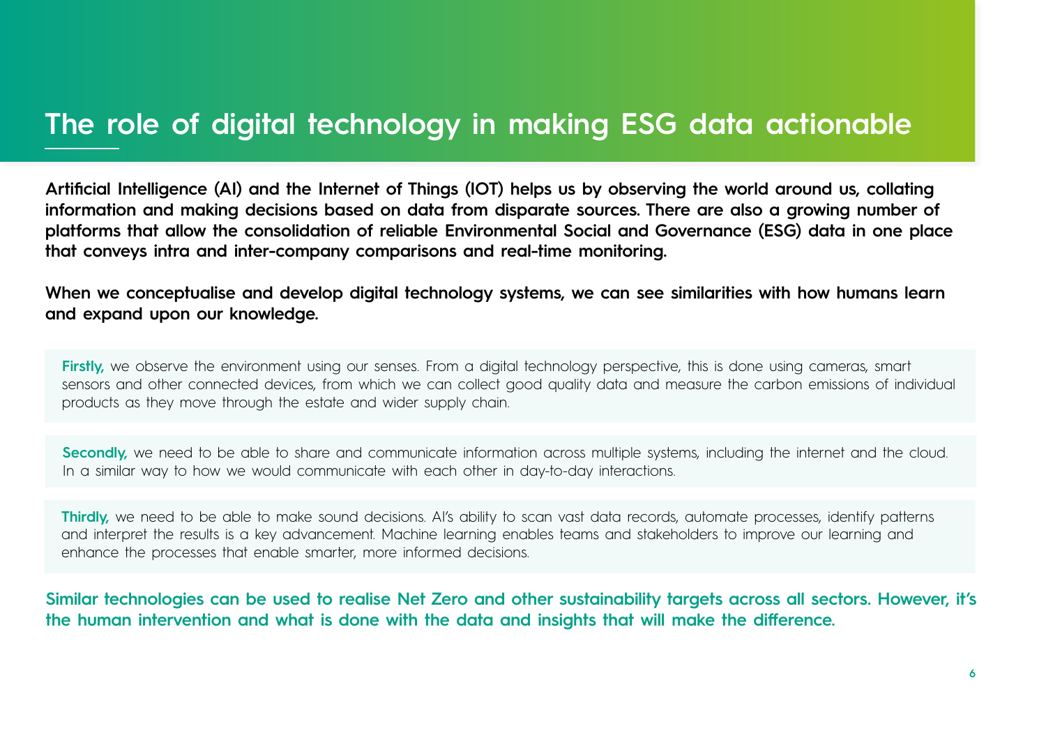# The role of digital technology in making ESG data actionable

**Artificial Intelligence (AI) and the Internet of Things (IOT) helps us by observing the world around us, collating information and making decisions based on data from disparate sources. There are also a growing number of platforms that allow the consolidation of reliable Environmental Social and Governance (ESG) data in one place that conveys intra and inter-company comparisons and real-time monitoring.**

**When we conceptualise and develop digital technology systems, we can see similarities with how humans learn and expand upon our knowledge.**

**Firstly,** we observe the environment using our senses. From a digital technology perspective, this is done using cameras, smart sensors and other connected devices, from which we can collect good quality data and measure the carbon emissions of individual products as they move through the estate and wider supply chain.

**Secondly,** we need to be able to share and communicate information across multiple systems, including the internet and the cloud. In a similar way to how we would communicate with each other in day-to-day interactions.

**Thirdly,** we need to be able to make sound decisions. AI's ability to scan vast data records, automate processes, identify patterns and interpret the results is a key advancement. Machine learning enables teams and stakeholders to improve our learning and enhance the processes that enable smarter, more informed decisions.

**Similar technologies can be used to realise Net Zero and other sustainability targets across all sectors. However, it's the human intervention and what is done with the data and insights that will make the difference.**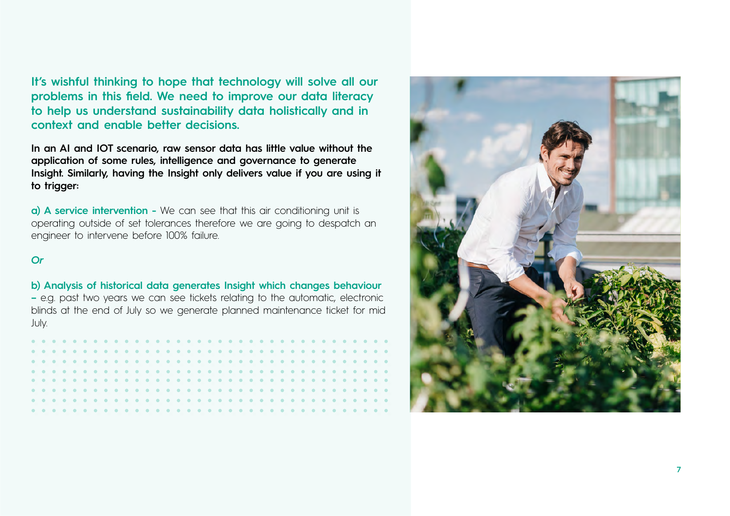**It's wishful thinking to hope that technology will solve all our problems in this field. We need to improve our data literacy to help us understand sustainability data holistically and in context and enable better decisions.**

**In an AI and IOT scenario, raw sensor data has little value without the application of some rules, intelligence and governance to generate Insight. Similarly, having the Insight only delivers value if you are using it to trigger:**

**a) A service intervention** – We can see that this air conditioning unit is operating outside of set tolerances therefore we are going to despatch an engineer to intervene before 100% failure.

***Or***

**b) Analysis of historical data generates Insight which changes behaviour** – e.g. past two years we can see tickets relating to the automatic, electronic blinds at the end of July so we generate planned maintenance ticket for mid July.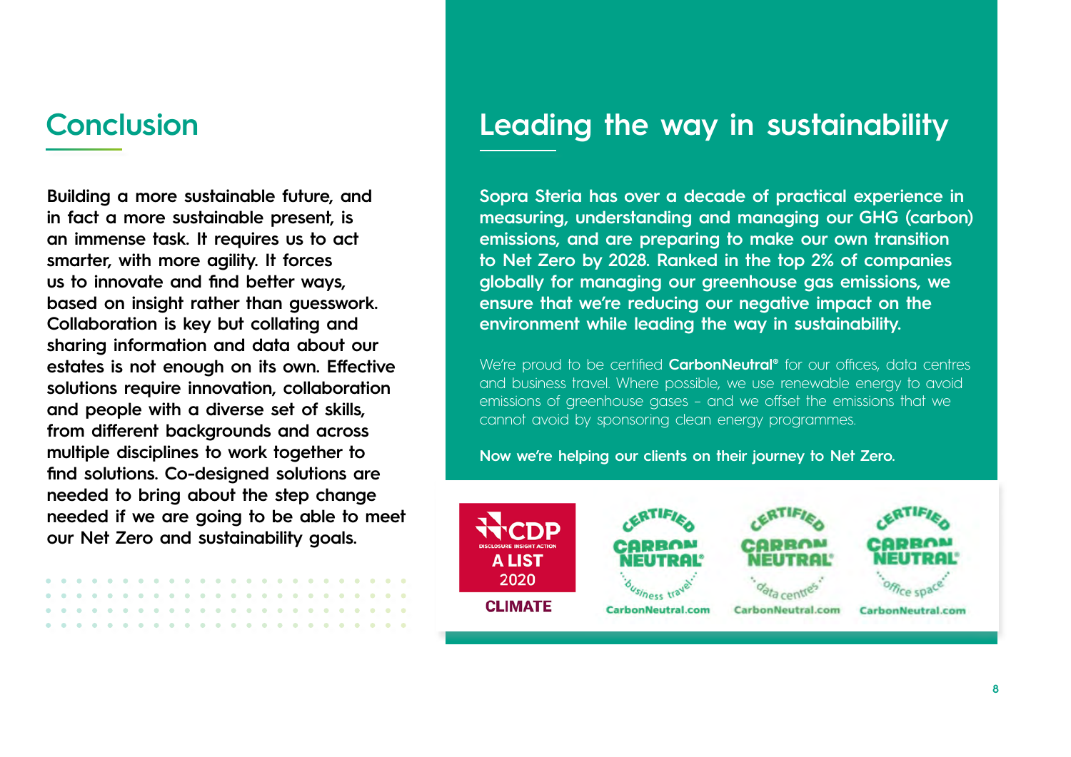## Conclusion

**Building a more sustainable future, and in fact a more sustainable present, is an immense task. It requires us to act smarter, with more agility. It forces us to innovate and find better ways, based on insight rather than guesswork. Collaboration is key but collating and sharing information and data about our estates is not enough on its own. Effective solutions require innovation, collaboration and people with a diverse set of skills, from different backgrounds and across multiple disciplines to work together to find solutions. Co-designed solutions are needed to bring about the step change needed if we are going to be able to meet our Net Zero and sustainability goals.**

## Leading the way in sustainability

**Sopra Steria has over a decade of practical experience in measuring, understanding and managing our GHG (carbon) emissions, and are preparing to make our own transition to Net Zero by 2028. Ranked in the top 2% of companies globally for managing our greenhouse gas emissions, we ensure that we're reducing our negative impact on the environment while leading the way in sustainability.**

We're proud to be certified **CarbonNeutral®** for our offices, data centres and business travel. Where possible, we use renewable energy to avoid emissions of greenhouse gases – and we offset the emissions that we cannot avoid by sponsoring clean energy programmes.

**Now we're helping our clients on their journey to Net Zero.**

CDP DISCLOSURE INSIGHT ACTION A LIST 2020 CLIMATE

CERTIFIED CARBON NEUTRAL® business travel CarbonNeutral.com

CERTIFIED CARBON NEUTRAL® data centres CarbonNeutral.com

CERTIFIED CARBON NEUTRAL® office space CarbonNeutral.com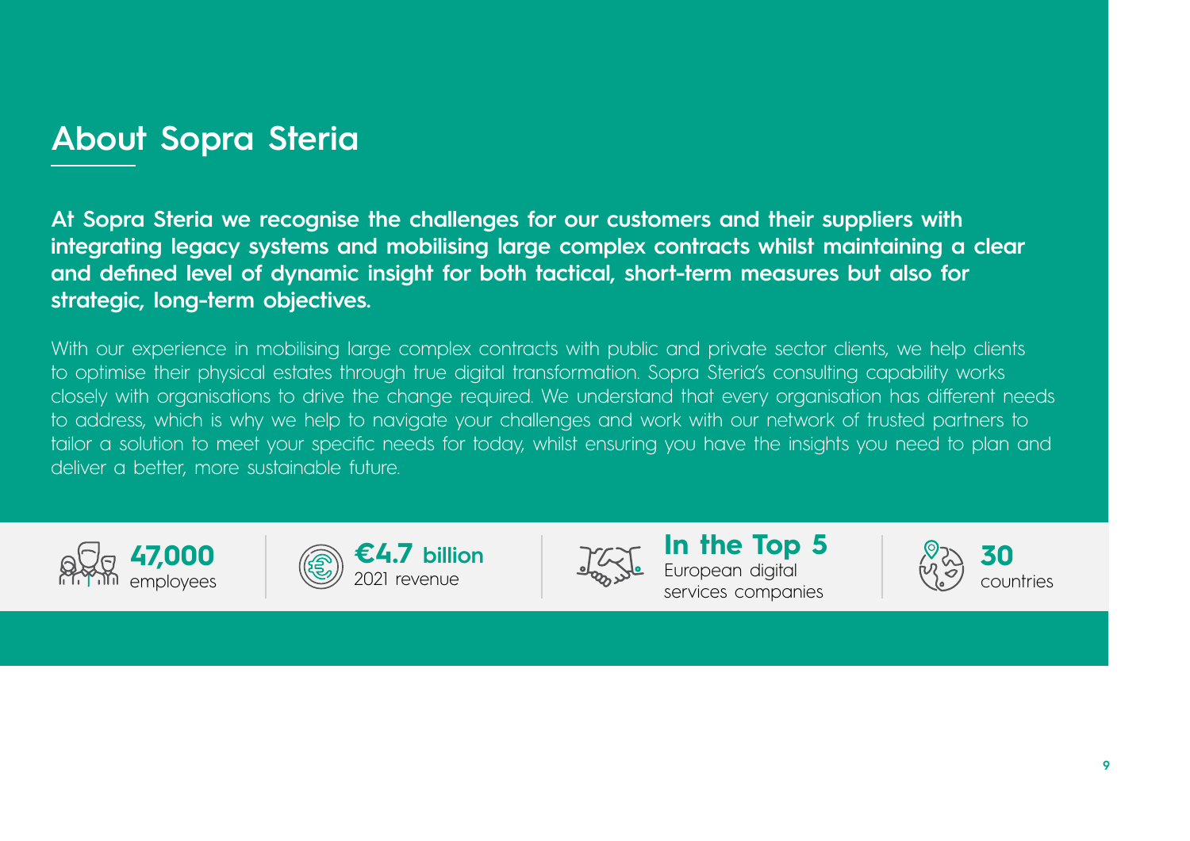## About Sopra Steria

**At Sopra Steria we recognise the challenges for our customers and their suppliers with integrating legacy systems and mobilising large complex contracts whilst maintaining a clear and defined level of dynamic insight for both tactical, short-term measures but also for strategic, long-term objectives.**

With our experience in mobilising large complex contracts with public and private sector clients, we help clients to optimise their physical estates through true digital transformation. Sopra Steria's consulting capability works closely with organisations to drive the change required. We understand that every organisation has different needs to address, which is why we help to navigate your challenges and work with our network of trusted partners to tailor a solution to meet your specific needs for today, whilst ensuring you have the insights you need to plan and deliver a better, more sustainable future.

**47,000** employees

**€4.7 billion** 2021 revenue

**In the Top 5** European digital services companies

**30** countries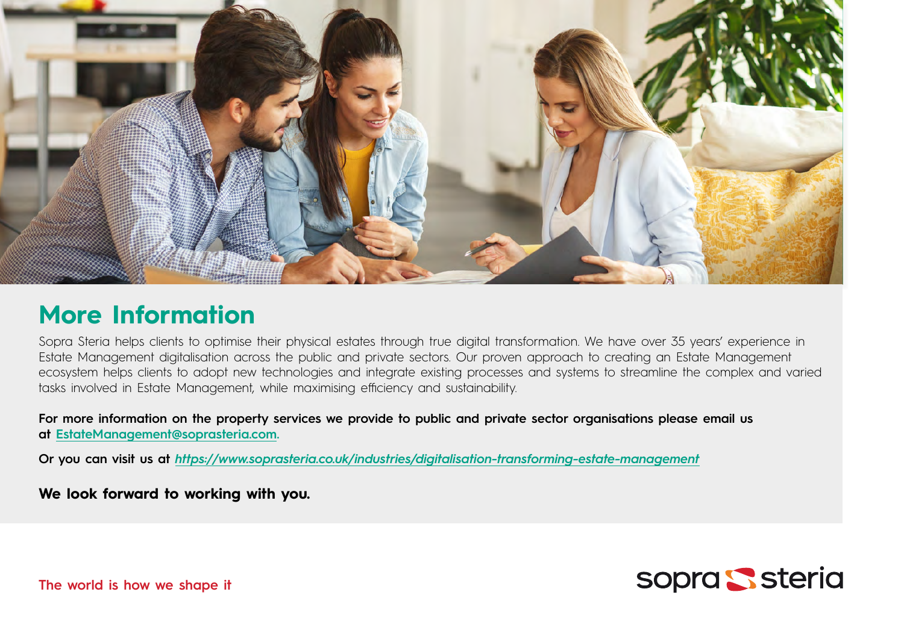## More Information

Sopra Steria helps clients to optimise their physical estates through true digital transformation. We have over 35 years' experience in Estate Management digitalisation across the public and private sectors. Our proven approach to creating an Estate Management ecosystem helps clients to adopt new technologies and integrate existing processes and systems to streamline the complex and varied tasks involved in Estate Management, while maximising efficiency and sustainability.

**For more information on the property services we provide to public and private sector organisations please email us at EstateManagement@soprasteria.com.**

**Or you can visit us at *https://www.soprasteria.co.uk/industries/digitalisation-transforming-estate-management***

**We look forward to working with you.**

The world is how we shape it

sopra steria